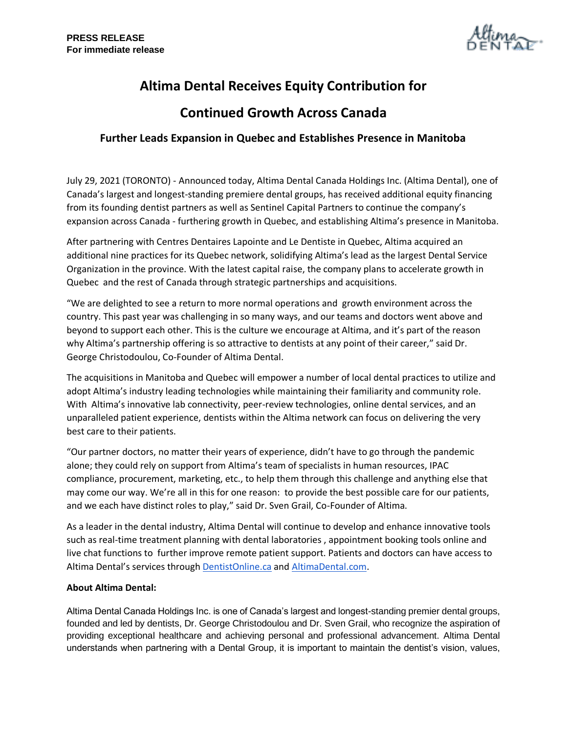**PRESS RELEASE**
**For immediate release**

# Altima Dental Receives Equity Contribution for Continued Growth Across Canada

## Further Leads Expansion in Quebec and Establishes Presence in Manitoba

July 29, 2021 (TORONTO) - Announced today, Altima Dental Canada Holdings Inc. (Altima Dental), one of Canada's largest and longest-standing premiere dental groups, has received additional equity financing from its founding dentist partners as well as Sentinel Capital Partners to continue the company's expansion across Canada - furthering growth in Quebec, and establishing Altima's presence in Manitoba.

After partnering with Centres Dentaires Lapointe and Le Dentiste in Quebec, Altima acquired an additional nine practices for its Quebec network, solidifying Altima's lead as the largest Dental Service Organization in the province. With the latest capital raise, the company plans to accelerate growth in Quebec and the rest of Canada through strategic partnerships and acquisitions.

"We are delighted to see a return to more normal operations and growth environment across the country. This past year was challenging in so many ways, and our teams and doctors went above and beyond to support each other. This is the culture we encourage at Altima, and it's part of the reason why Altima's partnership offering is so attractive to dentists at any point of their career," said Dr. George Christodoulou, Co-Founder of Altima Dental.

The acquisitions in Manitoba and Quebec will empower a number of local dental practices to utilize and adopt Altima's industry leading technologies while maintaining their familiarity and community role. With Altima's innovative lab connectivity, peer-review technologies, online dental services, and an unparalleled patient experience, dentists within the Altima network can focus on delivering the very best care to their patients.

"Our partner doctors, no matter their years of experience, didn't have to go through the pandemic alone; they could rely on support from Altima's team of specialists in human resources, IPAC compliance, procurement, marketing, etc., to help them through this challenge and anything else that may come our way. We're all in this for one reason: to provide the best possible care for our patients, and we each have distinct roles to play," said Dr. Sven Grail, Co-Founder of Altima.

As a leader in the dental industry, Altima Dental will continue to develop and enhance innovative tools such as real-time treatment planning with dental laboratories , appointment booking tools online and live chat functions to further improve remote patient support. Patients and doctors can have access to Altima Dental's services through [DentistOnline.ca](DentistOnline.ca) and [AltimaDental.com](AltimaDental.com).

**About Altima Dental:**

Altima Dental Canada Holdings Inc. is one of Canada's largest and longest-standing premier dental groups, founded and led by dentists, Dr. George Christodoulou and Dr. Sven Grail, who recognize the aspiration of providing exceptional healthcare and achieving personal and professional advancement. Altima Dental understands when partnering with a Dental Group, it is important to maintain the dentist's vision, values,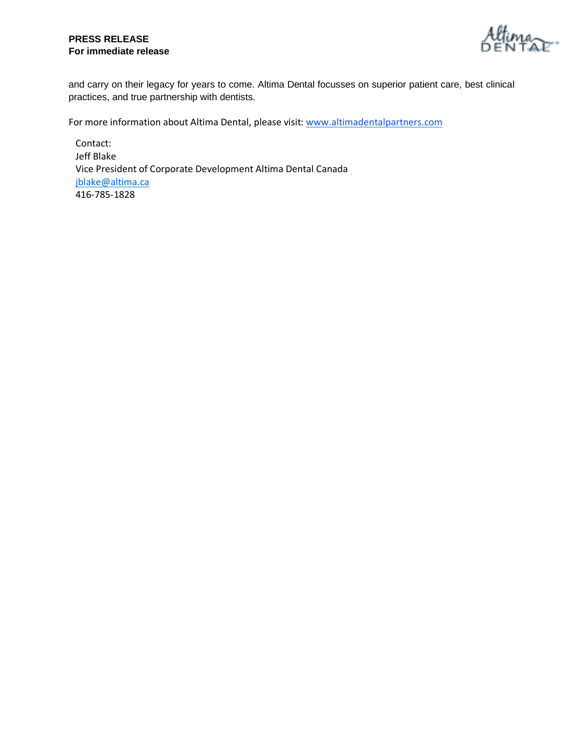and carry on their legacy for years to come. Altima Dental focusses on superior patient care, best clinical practices, and true partnership with dentists.

For more information about Altima Dental, please visit: [www.altimadentalpartners.com](http://www.altimadentalpartners.com)

Contact:
Jeff Blake
Vice President of Corporate Development Altima Dental Canada
[jblake@altima.ca](mailto:jblake@altima.ca)
416-785-1828